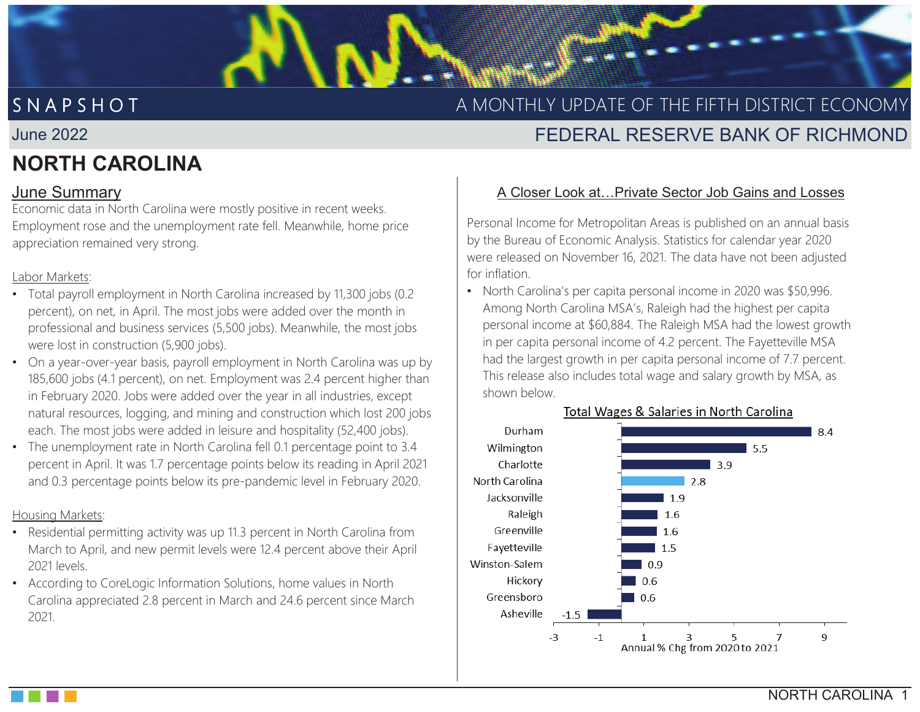# SNAPSHOT

A MONTHLY UPDATE OF THE FIFTH DISTRICT ECONOMY

June 2022 — FEDERAL RESERVE BANK OF RICHMOND

# NORTH CAROLINA

## June Summary

Economic data in North Carolina were mostly positive in recent weeks. Employment rose and the unemployment rate fell. Meanwhile, home price appreciation remained very strong.

### Labor Markets:

- Total payroll employment in North Carolina increased by 11,300 jobs (0.2 percent), on net, in April. The most jobs were added over the month in professional and business services (5,500 jobs). Meanwhile, the most jobs were lost in construction (5,900 jobs).
- On a year-over-year basis, payroll employment in North Carolina was up by 185,600 jobs (4.1 percent), on net. Employment was 2.4 percent higher than in February 2020. Jobs were added over the year in all industries, except natural resources, logging, and mining and construction which lost 200 jobs each. The most jobs were added in leisure and hospitality (52,400 jobs).
- The unemployment rate in North Carolina fell 0.1 percentage point to 3.4 percent in April. It was 1.7 percentage points below its reading in April 2021 and 0.3 percentage points below its pre-pandemic level in February 2020.

### Housing Markets:

- Residential permitting activity was up 11.3 percent in North Carolina from March to April, and new permit levels were 12.4 percent above their April 2021 levels.
- According to CoreLogic Information Solutions, home values in North Carolina appreciated 2.8 percent in March and 24.6 percent since March 2021.

## A Closer Look at…Private Sector Job Gains and Losses

Personal Income for Metropolitan Areas is published on an annual basis by the Bureau of Economic Analysis. Statistics for calendar year 2020 were released on November 16, 2021. The data have not been adjusted for inflation.

- North Carolina's per capita personal income in 2020 was $50,996. Among North Carolina MSA's, Raleigh had the highest per capita personal income at $60,884. The Raleigh MSA had the lowest growth in per capita personal income of 4.2 percent. The Fayetteville MSA had the largest growth in per capita personal income of 7.7 percent. This release also includes total wage and salary growth by MSA, as shown below.

**Total Wages & Salaries in North Carolina**

| Area | Annual % Chg from 2020 to 2021 |
|---|---|
| Durham | 8.4 |
| Wilmington | 5.5 |
| Charlotte | 3.9 |
| North Carolina | 2.8 |
| Jacksonville | 1.9 |
| Raleigh | 1.6 |
| Greenville | 1.6 |
| Fayetteville | 1.5 |
| Winston-Salem | 0.9 |
| Hickory | 0.6 |
| Greensboro | 0.6 |
| Asheville | -1.5 |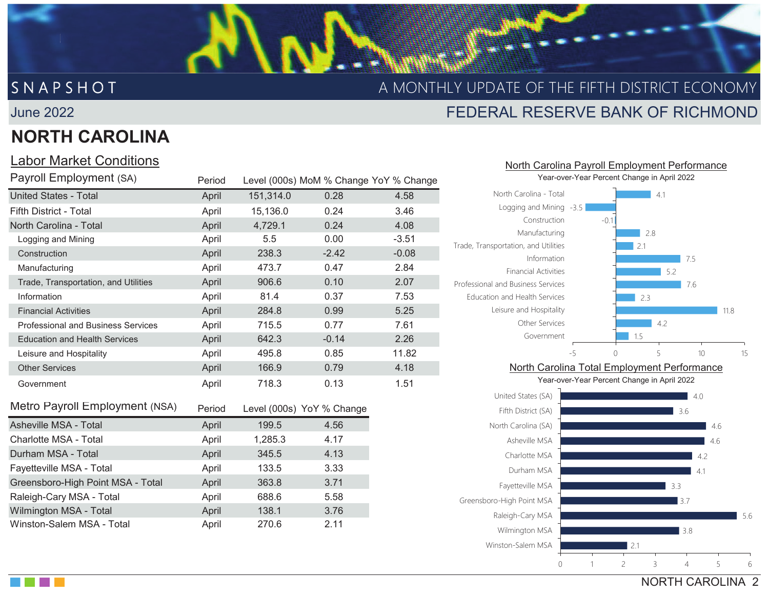SNAPSHOT — A MONTHLY UPDATE OF THE FIFTH DISTRICT ECONOMY

June 2022 — FEDERAL RESERVE BANK OF RICHMOND

# NORTH CAROLINA

## Labor Market Conditions

| Payroll Employment (SA) | Period | Level (000s) | MoM % Change | YoY % Change |
|---|---|---|---|---|
| United States - Total | April | 151,314.0 | 0.28 | 4.58 |
| Fifth District - Total | April | 15,136.0 | 0.24 | 3.46 |
| North Carolina - Total | April | 4,729.1 | 0.24 | 4.08 |
| Logging and Mining | April | 5.5 | 0.00 | -3.51 |
| Construction | April | 238.3 | -2.42 | -0.08 |
| Manufacturing | April | 473.7 | 0.47 | 2.84 |
| Trade, Transportation, and Utilities | April | 906.6 | 0.10 | 2.07 |
| Information | April | 81.4 | 0.37 | 7.53 |
| Financial Activities | April | 284.8 | 0.99 | 5.25 |
| Professional and Business Services | April | 715.5 | 0.77 | 7.61 |
| Education and Health Services | April | 642.3 | -0.14 | 2.26 |
| Leisure and Hospitality | April | 495.8 | 0.85 | 11.82 |
| Other Services | April | 166.9 | 0.79 | 4.18 |
| Government | April | 718.3 | 0.13 | 1.51 |

| Metro Payroll Employment (NSA) | Period | Level (000s) | YoY % Change |
|---|---|---|---|
| Asheville MSA - Total | April | 199.5 | 4.56 |
| Charlotte MSA - Total | April | 1,285.3 | 4.17 |
| Durham MSA - Total | April | 345.5 | 4.13 |
| Fayetteville MSA - Total | April | 133.5 | 3.33 |
| Greensboro-High Point MSA - Total | April | 363.8 | 3.71 |
| Raleigh-Cary MSA - Total | April | 688.6 | 5.58 |
| Wilmington MSA - Total | April | 138.1 | 3.76 |
| Winston-Salem MSA - Total | April | 270.6 | 2.11 |

### North Carolina Payroll Employment Performance

Year-over-Year Percent Change in April 2022

| Sector | YoY % Change |
|---|---|
| North Carolina - Total | 4.1 |
| Logging and Mining | -3.5 |
| Construction | -0.1 |
| Manufacturing | 2.8 |
| Trade, Transportation, and Utilities | 2.1 |
| Information | 7.5 |
| Financial Activities | 5.2 |
| Professional and Business Services | 7.6 |
| Education and Health Services | 2.3 |
| Leisure and Hospitality | 11.8 |
| Other Services | 4.2 |
| Government | 1.5 |

### North Carolina Total Employment Performance

Year-over-Year Percent Change in April 2022

| Area | YoY % Change |
|---|---|
| United States (SA) | 4.0 |
| Fifth District (SA) | 3.6 |
| North Carolina (SA) | 4.6 |
| Asheville MSA | 4.6 |
| Charlotte MSA | 4.2 |
| Durham MSA | 4.1 |
| Fayetteville MSA | 3.3 |
| Greensboro-High Point MSA | 3.7 |
| Raleigh-Cary MSA | 5.6 |
| Wilmington MSA | 3.8 |
| Winston-Salem MSA | 2.1 |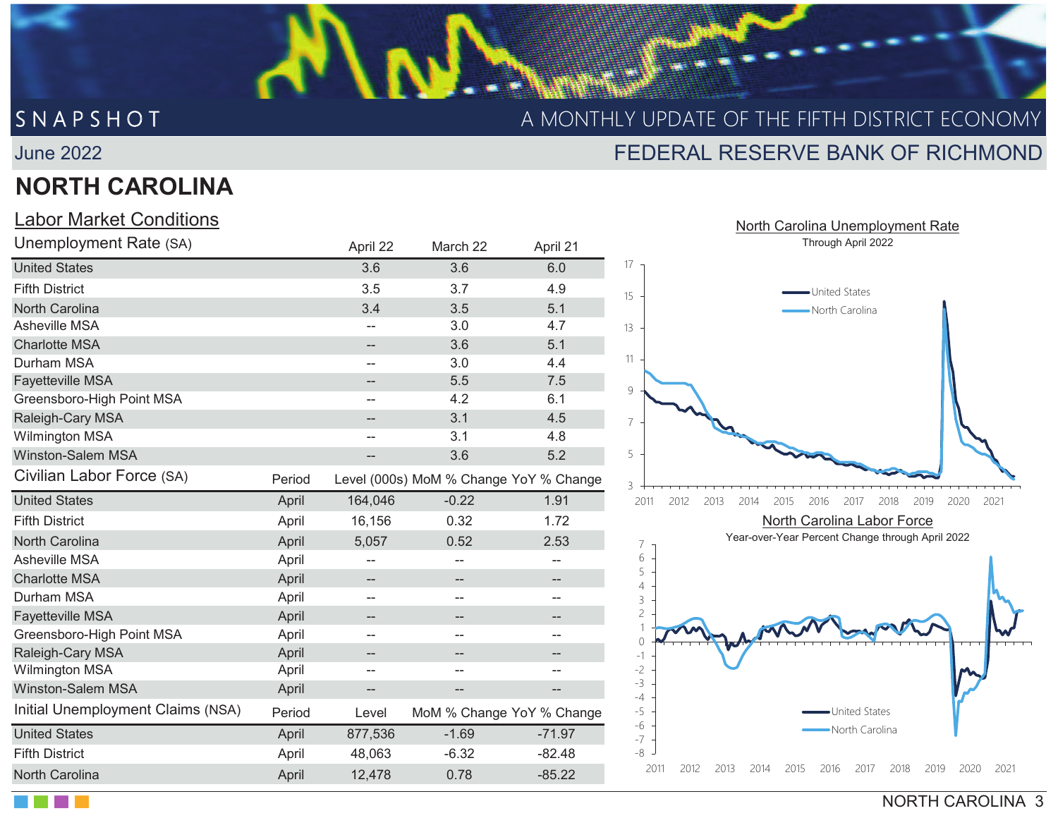# SNAPSHOT

A MONTHLY UPDATE OF THE FIFTH DISTRICT ECONOMY

June 2022

FEDERAL RESERVE BANK OF RICHMOND

# NORTH CAROLINA

## Labor Market Conditions

| Unemployment Rate (SA) | | April 22 | March 22 | April 21 |
|---|---|---|---|---|
| United States | | 3.6 | 3.6 | 6.0 |
| Fifth District | | 3.5 | 3.7 | 4.9 |
| North Carolina | | 3.4 | 3.5 | 5.1 |
| Asheville MSA | | -- | 3.0 | 4.7 |
| Charlotte MSA | | -- | 3.6 | 5.1 |
| Durham MSA | | -- | 3.0 | 4.4 |
| Fayetteville MSA | | -- | 5.5 | 7.5 |
| Greensboro-High Point MSA | | -- | 4.2 | 6.1 |
| Raleigh-Cary MSA | | -- | 3.1 | 4.5 |
| Wilmington MSA | | -- | 3.1 | 4.8 |
| Winston-Salem MSA | | -- | 3.6 | 5.2 |

| Civilian Labor Force (SA) | Period | Level (000s) | MoM % Change | YoY % Change |
|---|---|---|---|---|
| United States | April | 164,046 | -0.22 | 1.91 |
| Fifth District | April | 16,156 | 0.32 | 1.72 |
| North Carolina | April | 5,057 | 0.52 | 2.53 |
| Asheville MSA | April | -- | -- | -- |
| Charlotte MSA | April | -- | -- | -- |
| Durham MSA | April | -- | -- | -- |
| Fayetteville MSA | April | -- | -- | -- |
| Greensboro-High Point MSA | April | -- | -- | -- |
| Raleigh-Cary MSA | April | -- | -- | -- |
| Wilmington MSA | April | -- | -- | -- |
| Winston-Salem MSA | April | -- | -- | -- |

| Initial Unemployment Claims (NSA) | Period | Level | MoM % Change | YoY % Change |
|---|---|---|---|---|
| United States | April | 877,536 | -1.69 | -71.97 |
| Fifth District | April | 48,063 | -6.32 | -82.48 |
| North Carolina | April | 12,478 | 0.78 | -85.22 |

North Carolina Unemployment Rate
Through April 2022

North Carolina Labor Force
Year-over-Year Percent Change through April 2022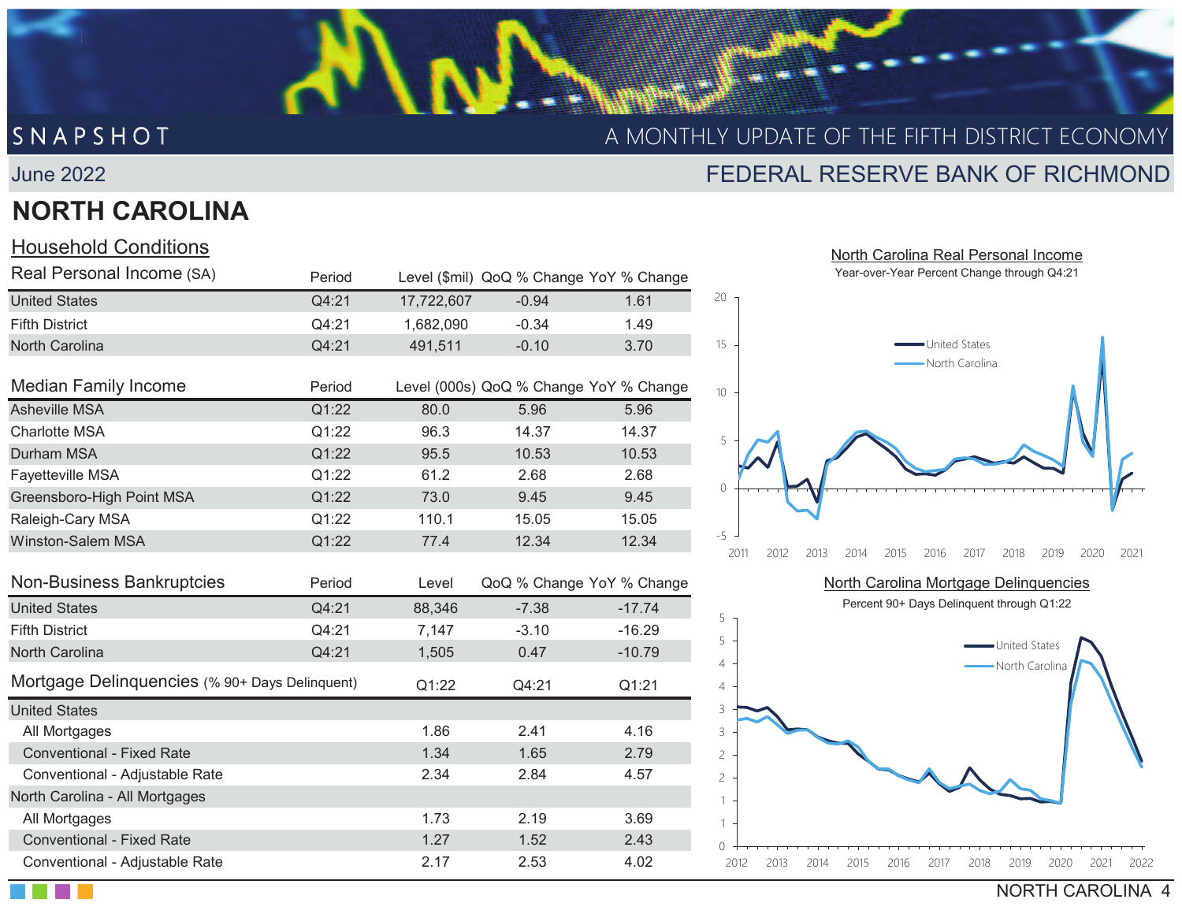SNAPSHOT — A MONTHLY UPDATE OF THE FIFTH DISTRICT ECONOMY

June 2022 — FEDERAL RESERVE BANK OF RICHMOND

# NORTH CAROLINA

## Household Conditions

| Real Personal Income (SA) | Period | Level ($mil) | QoQ % Change | YoY % Change |
|---|---|---|---|---|
| United States | Q4:21 | 17,722,607 | -0.94 | 1.61 |
| Fifth District | Q4:21 | 1,682,090 | -0.34 | 1.49 |
| North Carolina | Q4:21 | 491,511 | -0.10 | 3.70 |

| Median Family Income | Period | Level (000s) | QoQ % Change | YoY % Change |
|---|---|---|---|---|
| Asheville MSA | Q1:22 | 80.0 | 5.96 | 5.96 |
| Charlotte MSA | Q1:22 | 96.3 | 14.37 | 14.37 |
| Durham MSA | Q1:22 | 95.5 | 10.53 | 10.53 |
| Fayetteville MSA | Q1:22 | 61.2 | 2.68 | 2.68 |
| Greensboro-High Point MSA | Q1:22 | 73.0 | 9.45 | 9.45 |
| Raleigh-Cary MSA | Q1:22 | 110.1 | 15.05 | 15.05 |
| Winston-Salem MSA | Q1:22 | 77.4 | 12.34 | 12.34 |

| Non-Business Bankruptcies | Period | Level | QoQ % Change | YoY % Change |
|---|---|---|---|---|
| United States | Q4:21 | 88,346 | -7.38 | -17.74 |
| Fifth District | Q4:21 | 7,147 | -3.10 | -16.29 |
| North Carolina | Q4:21 | 1,505 | 0.47 | -10.79 |

| Mortgage Delinquencies (% 90+ Days Delinquent) | Q1:22 | Q4:21 | Q1:21 |
|---|---|---|---|
| United States | | | |
| All Mortgages | 1.86 | 2.41 | 4.16 |
| Conventional - Fixed Rate | 1.34 | 1.65 | 2.79 |
| Conventional - Adjustable Rate | 2.34 | 2.84 | 4.57 |
| North Carolina - All Mortgages | | | |
| All Mortgages | 1.73 | 2.19 | 3.69 |
| Conventional - Fixed Rate | 1.27 | 1.52 | 2.43 |
| Conventional - Adjustable Rate | 2.17 | 2.53 | 4.02 |

North Carolina Real Personal Income
Year-over-Year Percent Change through Q4:21

North Carolina Mortgage Delinquencies
Percent 90+ Days Delinquent through Q1:22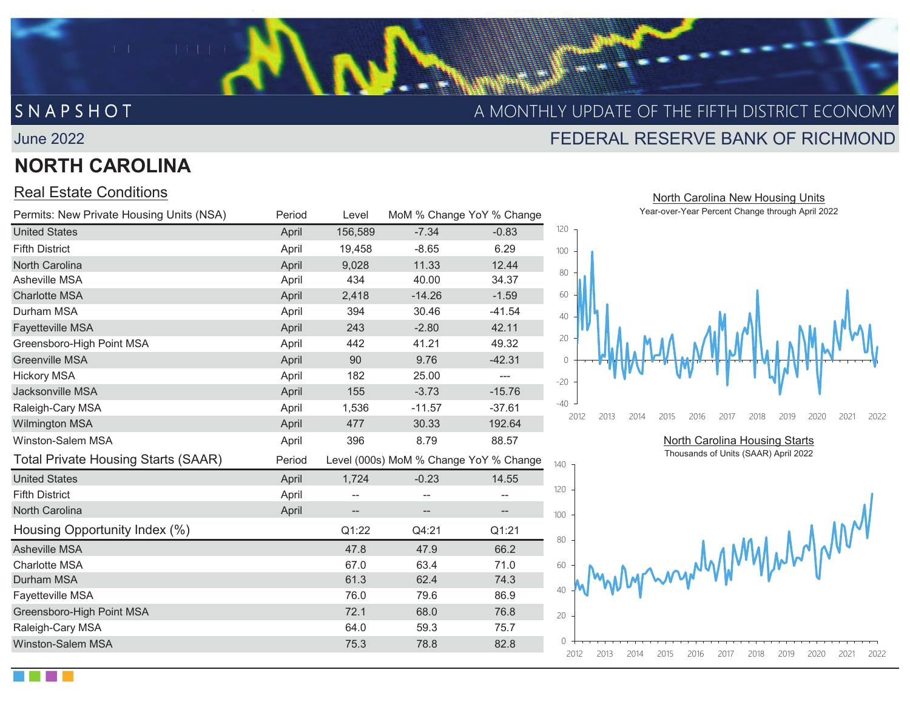SNAPSHOT

A MONTHLY UPDATE OF THE FIFTH DISTRICT ECONOMY

June 2022

FEDERAL RESERVE BANK OF RICHMOND

# NORTH CAROLINA

## Real Estate Conditions

| Permits: New Private Housing Units (NSA) | Period | Level | MoM % Change | YoY % Change |
|---|---|---|---|---|
| United States | April | 156,589 | -7.34 | -0.83 |
| Fifth District | April | 19,458 | -8.65 | 6.29 |
| North Carolina | April | 9,028 | 11.33 | 12.44 |
| Asheville MSA | April | 434 | 40.00 | 34.37 |
| Charlotte MSA | April | 2,418 | -14.26 | -1.59 |
| Durham MSA | April | 394 | 30.46 | -41.54 |
| Fayetteville MSA | April | 243 | -2.80 | 42.11 |
| Greensboro-High Point MSA | April | 442 | 41.21 | 49.32 |
| Greenville MSA | April | 90 | 9.76 | -42.31 |
| Hickory MSA | April | 182 | 25.00 | --- |
| Jacksonville MSA | April | 155 | -3.73 | -15.76 |
| Raleigh-Cary MSA | April | 1,536 | -11.57 | -37.61 |
| Wilmington MSA | April | 477 | 30.33 | 192.64 |
| Winston-Salem MSA | April | 396 | 8.79 | 88.57 |

| Total Private Housing Starts (SAAR) | Period | Level (000s) | MoM % Change | YoY % Change |
|---|---|---|---|---|
| United States | April | 1,724 | -0.23 | 14.55 |
| Fifth District | April | -- | -- | -- |
| North Carolina | April | -- | -- | -- |

| Housing Opportunity Index (%) | Q1:22 | Q4:21 | Q1:21 |
|---|---|---|---|
| Asheville MSA | 47.8 | 47.9 | 66.2 |
| Charlotte MSA | 67.0 | 63.4 | 71.0 |
| Durham MSA | 61.3 | 62.4 | 74.3 |
| Fayetteville MSA | 76.0 | 79.6 | 86.9 |
| Greensboro-High Point MSA | 72.1 | 68.0 | 76.8 |
| Raleigh-Cary MSA | 64.0 | 59.3 | 75.7 |
| Winston-Salem MSA | 75.3 | 78.8 | 82.8 |

North Carolina New Housing Units

Year-over-Year Percent Change through April 2022

North Carolina Housing Starts

Thousands of Units (SAAR) April 2022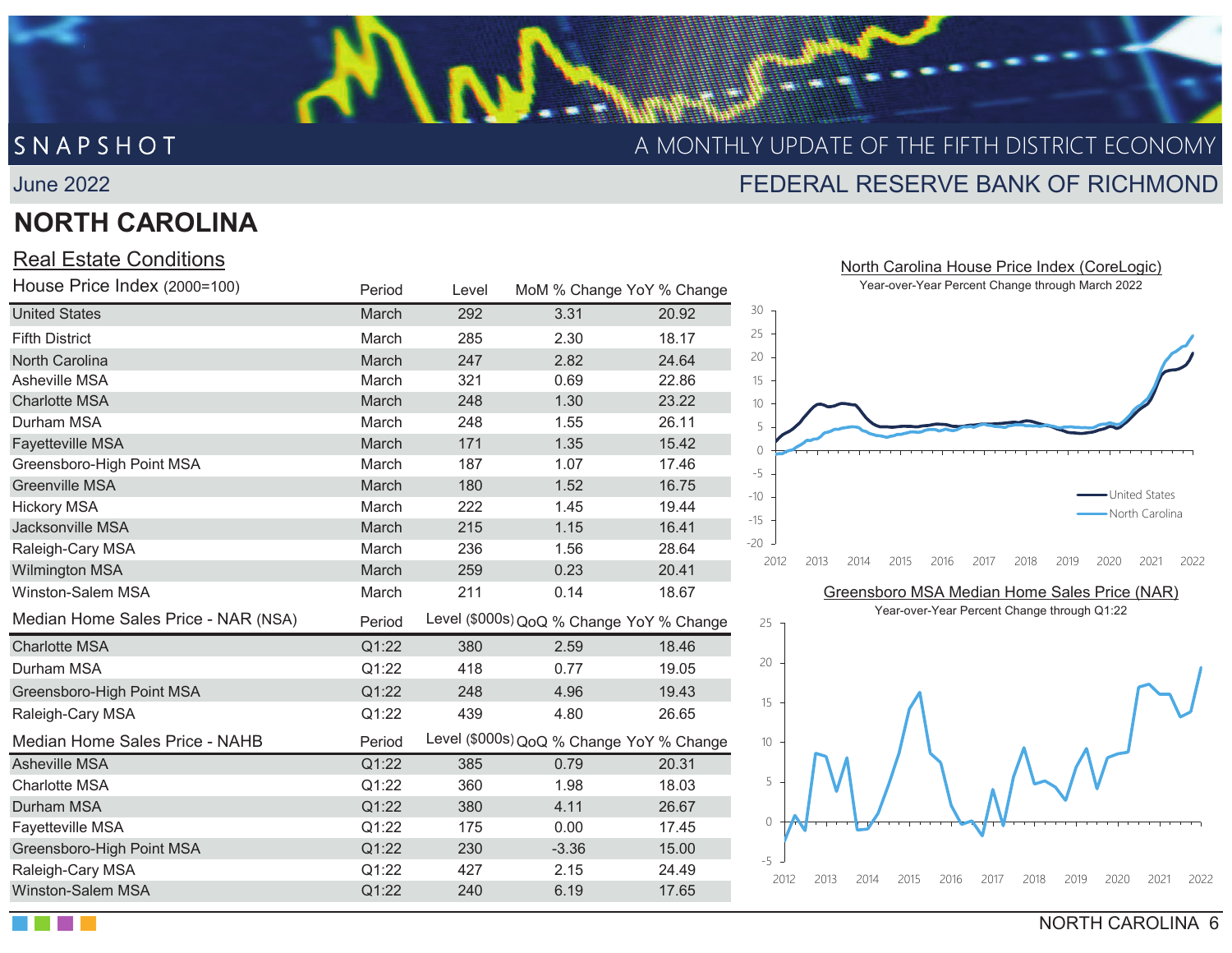SNAPSHOT

A MONTHLY UPDATE OF THE FIFTH DISTRICT ECONOMY

June 2022

FEDERAL RESERVE BANK OF RICHMOND

# NORTH CAROLINA

## Real Estate Conditions

| House Price Index (2000=100) | Period | Level | MoM % Change | YoY % Change |
|---|---|---|---|---|
| United States | March | 292 | 3.31 | 20.92 |
| Fifth District | March | 285 | 2.30 | 18.17 |
| North Carolina | March | 247 | 2.82 | 24.64 |
| Asheville MSA | March | 321 | 0.69 | 22.86 |
| Charlotte MSA | March | 248 | 1.30 | 23.22 |
| Durham MSA | March | 248 | 1.55 | 26.11 |
| Fayetteville MSA | March | 171 | 1.35 | 15.42 |
| Greensboro-High Point MSA | March | 187 | 1.07 | 17.46 |
| Greenville MSA | March | 180 | 1.52 | 16.75 |
| Hickory MSA | March | 222 | 1.45 | 19.44 |
| Jacksonville MSA | March | 215 | 1.15 | 16.41 |
| Raleigh-Cary MSA | March | 236 | 1.56 | 28.64 |
| Wilmington MSA | March | 259 | 0.23 | 20.41 |
| Winston-Salem MSA | March | 211 | 0.14 | 18.67 |

| Median Home Sales Price - NAR (NSA) | Period | Level ($000s) | QoQ % Change | YoY % Change |
|---|---|---|---|---|
| Charlotte MSA | Q1:22 | 380 | 2.59 | 18.46 |
| Durham MSA | Q1:22 | 418 | 0.77 | 19.05 |
| Greensboro-High Point MSA | Q1:22 | 248 | 4.96 | 19.43 |
| Raleigh-Cary MSA | Q1:22 | 439 | 4.80 | 26.65 |

| Median Home Sales Price - NAHB | Period | Level ($000s) | QoQ % Change | YoY % Change |
|---|---|---|---|---|
| Asheville MSA | Q1:22 | 385 | 0.79 | 20.31 |
| Charlotte MSA | Q1:22 | 360 | 1.98 | 18.03 |
| Durham MSA | Q1:22 | 380 | 4.11 | 26.67 |
| Fayetteville MSA | Q1:22 | 175 | 0.00 | 17.45 |
| Greensboro-High Point MSA | Q1:22 | 230 | -3.36 | 15.00 |
| Raleigh-Cary MSA | Q1:22 | 427 | 2.15 | 24.49 |
| Winston-Salem MSA | Q1:22 | 240 | 6.19 | 17.65 |

North Carolina House Price Index (CoreLogic)

Year-over-Year Percent Change through March 2022

30
25
20
15
10
5
0
-5
-10
-15
-20

2012 2013 2014 2015 2016 2017 2018 2019 2020 2021 2022

United States
North Carolina

Greensboro MSA Median Home Sales Price (NAR)

Year-over-Year Percent Change through Q1:22

25
20
15
10
5
0
-5

2012 2013 2014 2015 2016 2017 2018 2019 2020 2021 2022